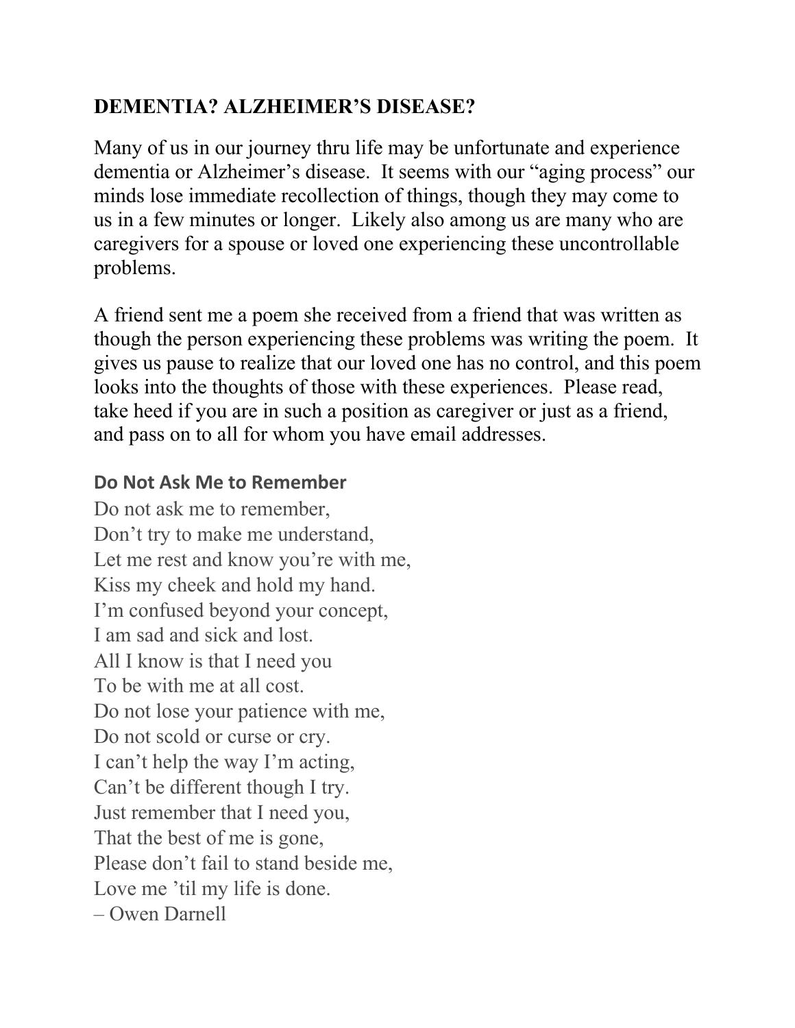# DEMENTIA? ALZHEIMER'S DISEASE?

Many of us in our journey thru life may be unfortunate and experience dementia or Alzheimer's disease. It seems with our "aging process" our minds lose immediate recollection of things, though they may come to us in a few minutes or longer. Likely also among us are many who are caregivers for a spouse or loved one experiencing these uncontrollable problems.

A friend sent me a poem she received from a friend that was written as though the person experiencing these problems was writing the poem. It gives us pause to realize that our loved one has no control, and this poem looks into the thoughts of those with these experiences. Please read, take heed if you are in such a position as caregiver or just as a friend, and pass on to all for whom you have email addresses.

## Do Not Ask Me to Remember

Do not ask me to remember,
Don't try to make me understand,
Let me rest and know you're with me,
Kiss my cheek and hold my hand.
I'm confused beyond your concept,
I am sad and sick and lost.
All I know is that I need you
To be with me at all cost.
Do not lose your patience with me,
Do not scold or curse or cry.
I can't help the way I'm acting,
Can't be different though I try.
Just remember that I need you,
That the best of me is gone,
Please don't fail to stand beside me,
Love me 'til my life is done.
– Owen Darnell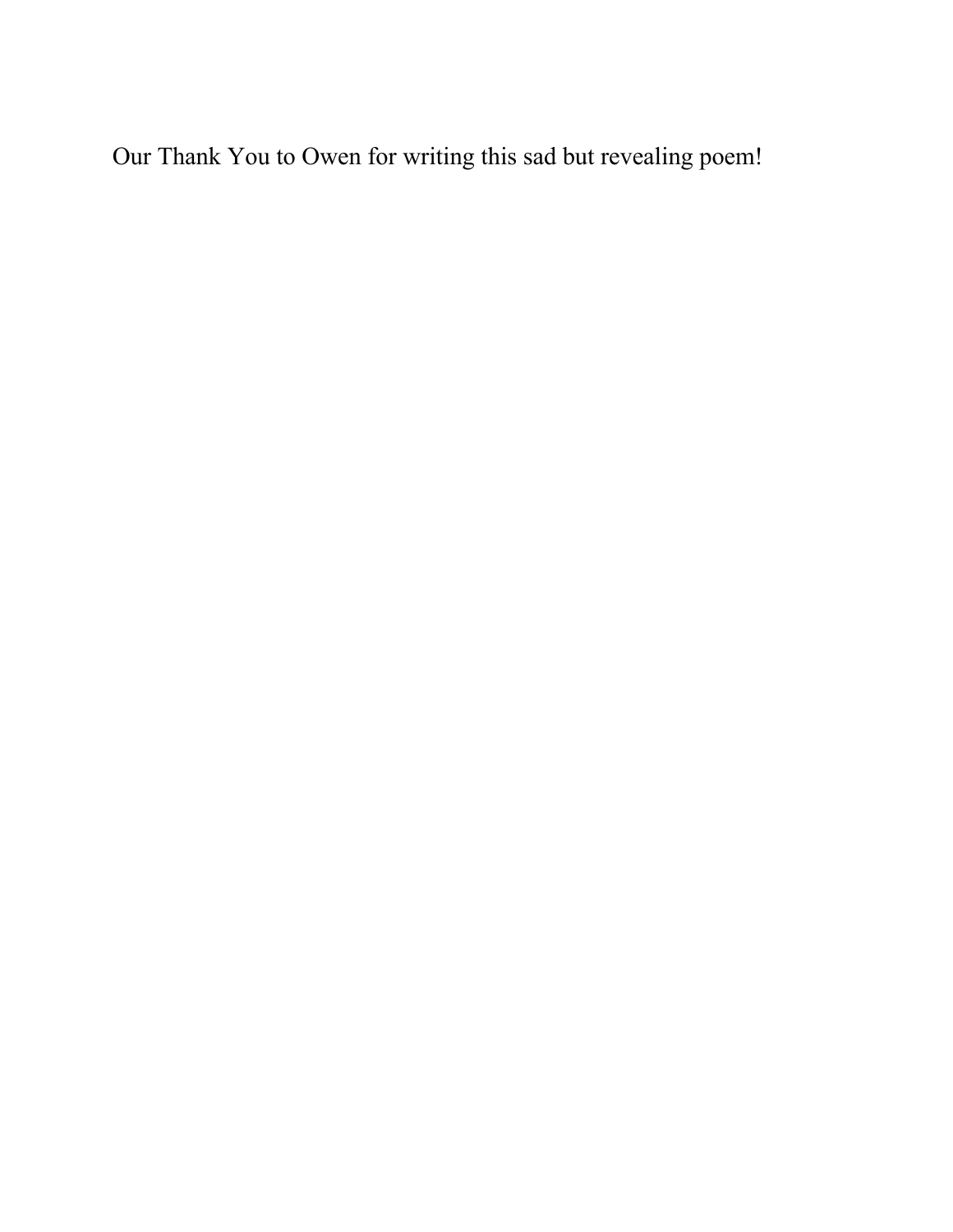Our Thank You to Owen for writing this sad but revealing poem!